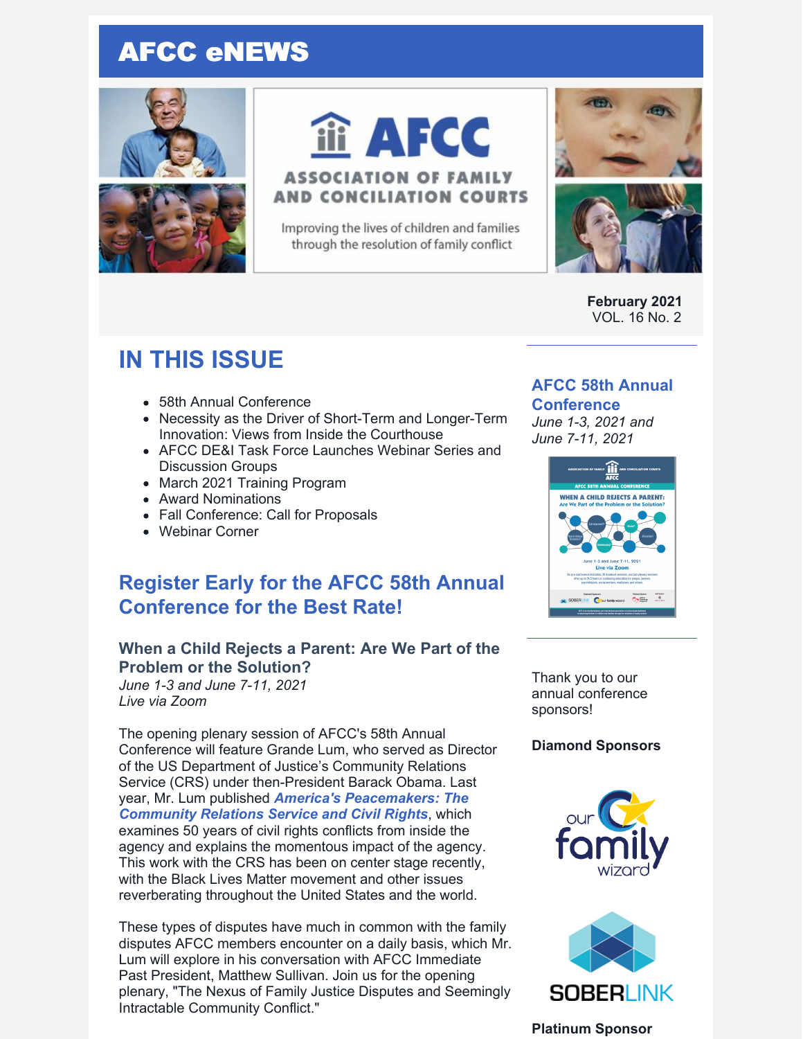# AFCC eNEWS

AFCC
ASSOCIATION OF FAMILY AND CONCILIATION COURTS
Improving the lives of children and families through the resolution of family conflict

**February 2021**
VOL. 16 No. 2

## IN THIS ISSUE

- 58th Annual Conference
- Necessity as the Driver of Short-Term and Longer-Term Innovation: Views from Inside the Courthouse
- AFCC DE&I Task Force Launches Webinar Series and Discussion Groups
- March 2021 Training Program
- Award Nominations
- Fall Conference: Call for Proposals
- Webinar Corner

## Register Early for the AFCC 58th Annual Conference for the Best Rate!

### When a Child Rejects a Parent: Are We Part of the Problem or the Solution?

*June 1-3 and June 7-11, 2021*
*Live via Zoom*

The opening plenary session of AFCC's 58th Annual Conference will feature Grande Lum, who served as Director of the US Department of Justice's Community Relations Service (CRS) under then-President Barack Obama. Last year, Mr. Lum published ***America's Peacemakers: The Community Relations Service and Civil Rights***, which examines 50 years of civil rights conflicts from inside the agency and explains the momentous impact of the agency. This work with the CRS has been on center stage recently, with the Black Lives Matter movement and other issues reverberating throughout the United States and the world.

These types of disputes have much in common with the family disputes AFCC members encounter on a daily basis, which Mr. Lum will explore in his conversation with AFCC Immediate Past President, Matthew Sullivan. Join us for the opening plenary, "The Nexus of Family Justice Disputes and Seemingly Intractable Community Conflict."

## AFCC 58th Annual Conference

*June 1-3, 2021 and June 7-11, 2021*

Thank you to our annual conference sponsors!

**Diamond Sponsors**

our family wizard

SOBERLINK

**Platinum Sponsor**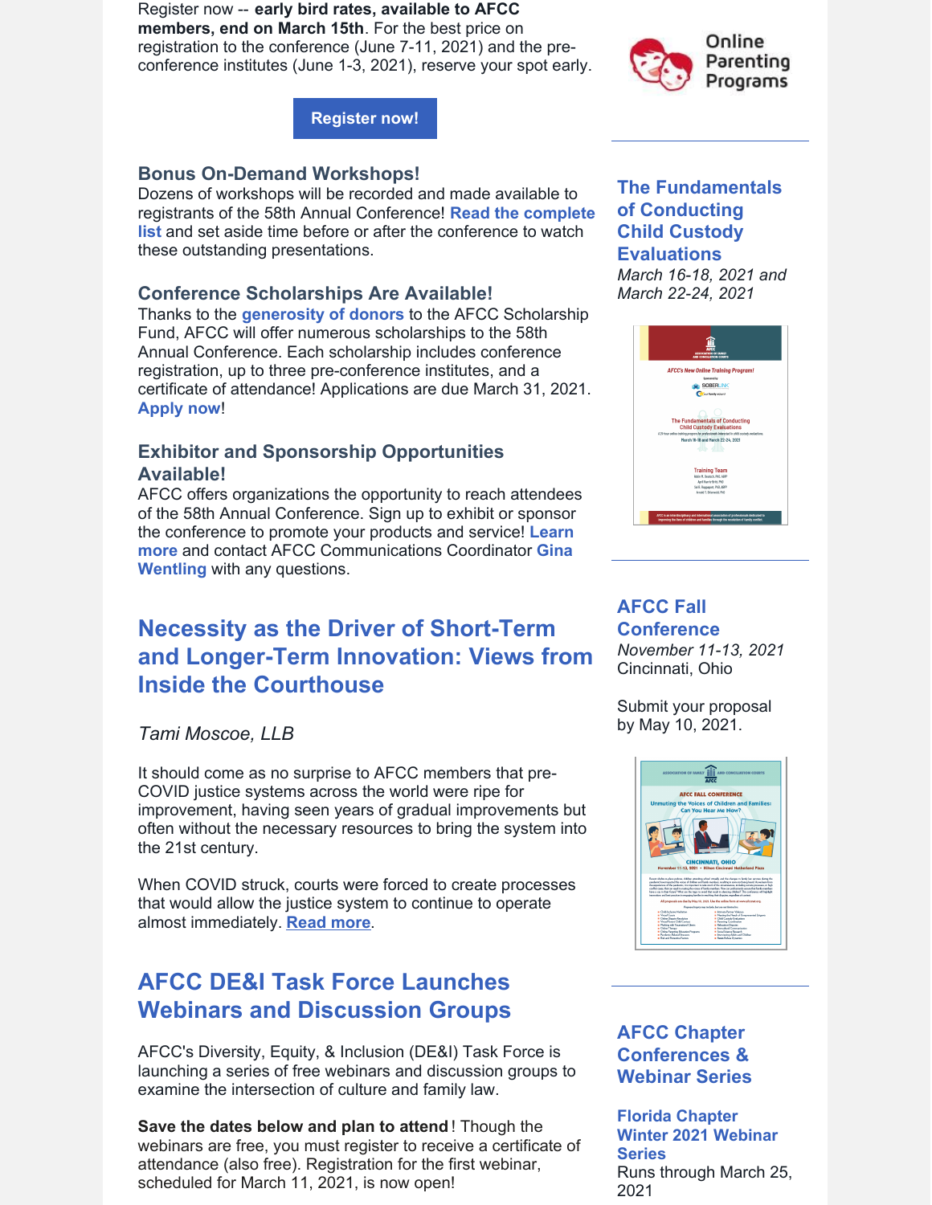Register now -- **early bird rates, available to AFCC members, end on March 15th**. For the best price on registration to the conference (June 7-11, 2021) and the pre-conference institutes (June 1-3, 2021), reserve your spot early.

Register now!

### Bonus On-Demand Workshops!

Dozens of workshops will be recorded and made available to registrants of the 58th Annual Conference! **Read the complete list** and set aside time before or after the conference to watch these outstanding presentations.

### Conference Scholarships Are Available!

Thanks to the **generosity of donors** to the AFCC Scholarship Fund, AFCC will offer numerous scholarships to the 58th Annual Conference. Each scholarship includes conference registration, up to three pre-conference institutes, and a certificate of attendance! Applications are due March 31, 2021. **Apply now**!

### Exhibitor and Sponsorship Opportunities Available!

AFCC offers organizations the opportunity to reach attendees of the 58th Annual Conference. Sign up to exhibit or sponsor the conference to promote your products and service! **Learn more** and contact AFCC Communications Coordinator **Gina Wentling** with any questions.

## Necessity as the Driver of Short-Term and Longer-Term Innovation: Views from Inside the Courthouse

*Tami Moscoe, LLB*

It should come as no surprise to AFCC members that pre-COVID justice systems across the world were ripe for improvement, having seen years of gradual improvements but often without the necessary resources to bring the system into the 21st century.

When COVID struck, courts were forced to create processes that would allow the justice system to continue to operate almost immediately. **Read more**.

## AFCC DE&I Task Force Launches Webinars and Discussion Groups

AFCC's Diversity, Equity, & Inclusion (DE&I) Task Force is launching a series of free webinars and discussion groups to examine the intersection of culture and family law.

**Save the dates below and plan to attend**! Though the webinars are free, you must register to receive a certificate of attendance (also free). Registration for the first webinar, scheduled for March 11, 2021, is now open!

Online Parenting Programs

### The Fundamentals of Conducting Child Custody Evaluations

*March 16-18, 2021 and March 22-24, 2021*

### AFCC Fall Conference

*November 11-13, 2021*
Cincinnati, Ohio

Submit your proposal by May 10, 2021.

### AFCC Chapter Conferences & Webinar Series

**Florida Chapter Winter 2021 Webinar Series**
Runs through March 25, 2021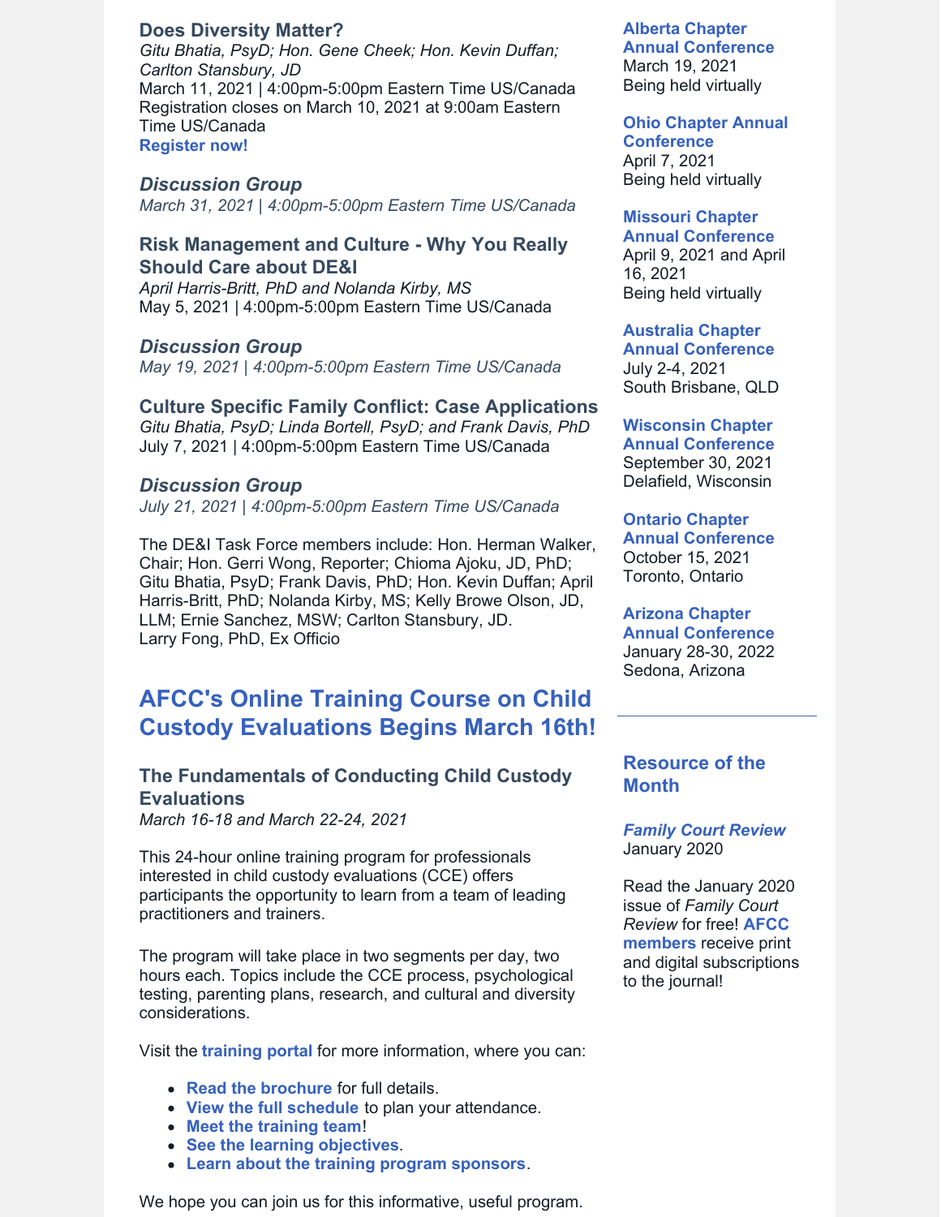### Does Diversity Matter?

*Gitu Bhatia, PsyD; Hon. Gene Cheek; Hon. Kevin Duffan; Carlton Stansbury, JD*
March 11, 2021 | 4:00pm-5:00pm Eastern Time US/Canada
Registration closes on March 10, 2021 at 9:00am Eastern Time US/Canada
**Register now!**

### *Discussion Group*

*March 31, 2021 | 4:00pm-5:00pm Eastern Time US/Canada*

### Risk Management and Culture - Why You Really Should Care about DE&I

*April Harris-Britt, PhD and Nolanda Kirby, MS*
May 5, 2021 | 4:00pm-5:00pm Eastern Time US/Canada

### *Discussion Group*

*May 19, 2021 | 4:00pm-5:00pm Eastern Time US/Canada*

### Culture Specific Family Conflict: Case Applications

*Gitu Bhatia, PsyD; Linda Bortell, PsyD; and Frank Davis, PhD*
July 7, 2021 | 4:00pm-5:00pm Eastern Time US/Canada

### *Discussion Group*

*July 21, 2021 | 4:00pm-5:00pm Eastern Time US/Canada*

The DE&I Task Force members include: Hon. Herman Walker, Chair; Hon. Gerri Wong, Reporter; Chioma Ajoku, JD, PhD; Gitu Bhatia, PsyD; Frank Davis, PhD; Hon. Kevin Duffan; April Harris-Britt, PhD; Nolanda Kirby, MS; Kelly Browe Olson, JD, LLM; Ernie Sanchez, MSW; Carlton Stansbury, JD.
Larry Fong, PhD, Ex Officio

## AFCC's Online Training Course on Child Custody Evaluations Begins March 16th!

### The Fundamentals of Conducting Child Custody Evaluations

*March 16-18 and March 22-24, 2021*

This 24-hour online training program for professionals interested in child custody evaluations (CCE) offers participants the opportunity to learn from a team of leading practitioners and trainers.

The program will take place in two segments per day, two hours each. Topics include the CCE process, psychological testing, parenting plans, research, and cultural and diversity considerations.

Visit the **training portal** for more information, where you can:

- **Read the brochure** for full details.
- **View the full schedule** to plan your attendance.
- **Meet the training team**!
- **See the learning objectives**.
- **Learn about the training program sponsors**.

We hope you can join us for this informative, useful program.

**Alberta Chapter Annual Conference**
March 19, 2021
Being held virtually

**Ohio Chapter Annual Conference**
April 7, 2021
Being held virtually

**Missouri Chapter Annual Conference**
April 9, 2021 and April 16, 2021
Being held virtually

**Australia Chapter Annual Conference**
July 2-4, 2021
South Brisbane, QLD

**Wisconsin Chapter Annual Conference**
September 30, 2021
Delafield, Wisconsin

**Ontario Chapter Annual Conference**
October 15, 2021
Toronto, Ontario

**Arizona Chapter Annual Conference**
January 28-30, 2022
Sedona, Arizona

### Resource of the Month

***Family Court Review***
January 2020

Read the January 2020 issue of *Family Court Review* for free! **AFCC members** receive print and digital subscriptions to the journal!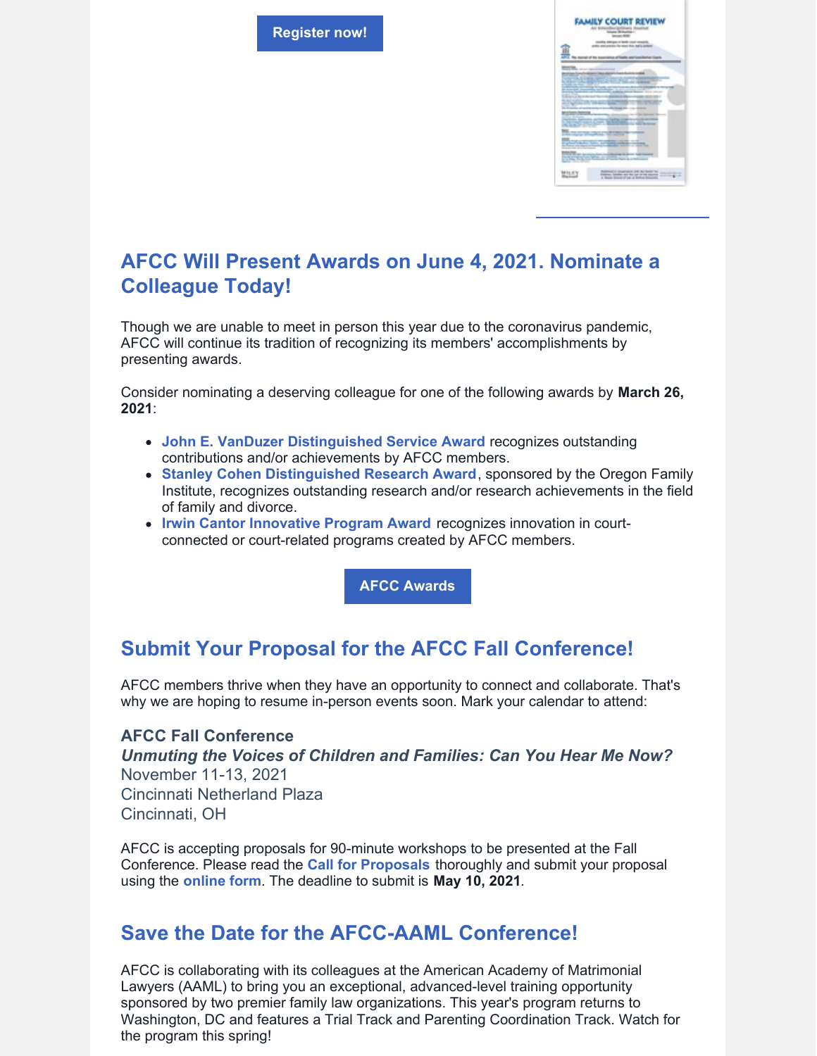Register now!

## AFCC Will Present Awards on June 4, 2021. Nominate a Colleague Today!

Though we are unable to meet in person this year due to the coronavirus pandemic, AFCC will continue its tradition of recognizing its members' accomplishments by presenting awards.

Consider nominating a deserving colleague for one of the following awards by **March 26, 2021**:

- **John E. VanDuzer Distinguished Service Award** recognizes outstanding contributions and/or achievements by AFCC members.
- **Stanley Cohen Distinguished Research Award**, sponsored by the Oregon Family Institute, recognizes outstanding research and/or research achievements in the field of family and divorce.
- **Irwin Cantor Innovative Program Award** recognizes innovation in court-connected or court-related programs created by AFCC members.

AFCC Awards

## Submit Your Proposal for the AFCC Fall Conference!

AFCC members thrive when they have an opportunity to connect and collaborate. That's why we are hoping to resume in-person events soon. Mark your calendar to attend:

**AFCC Fall Conference**
***Unmuting the Voices of Children and Families: Can You Hear Me Now?***
November 11-13, 2021
Cincinnati Netherland Plaza
Cincinnati, OH

AFCC is accepting proposals for 90-minute workshops to be presented at the Fall Conference. Please read the **Call for Proposals** thoroughly and submit your proposal using the **online form**. The deadline to submit is **May 10, 2021**.

## Save the Date for the AFCC-AAML Conference!

AFCC is collaborating with its colleagues at the American Academy of Matrimonial Lawyers (AAML) to bring you an exceptional, advanced-level training opportunity sponsored by two premier family law organizations. This year's program returns to Washington, DC and features a Trial Track and Parenting Coordination Track. Watch for the program this spring!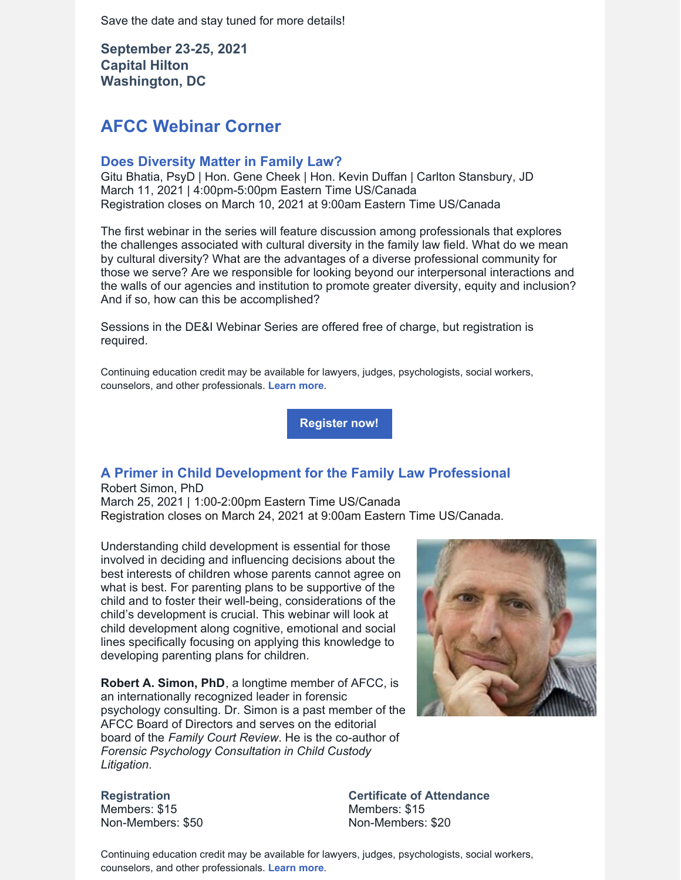Save the date and stay tuned for more details!

**September 23-25, 2021**
**Capital Hilton**
**Washington, DC**

## AFCC Webinar Corner

### Does Diversity Matter in Family Law?

Gitu Bhatia, PsyD | Hon. Gene Cheek | Hon. Kevin Duffan | Carlton Stansbury, JD
March 11, 2021 | 4:00pm-5:00pm Eastern Time US/Canada
Registration closes on March 10, 2021 at 9:00am Eastern Time US/Canada

The first webinar in the series will feature discussion among professionals that explores the challenges associated with cultural diversity in the family law field. What do we mean by cultural diversity? What are the advantages of a diverse professional community for those we serve? Are we responsible for looking beyond our interpersonal interactions and the walls of our agencies and institution to promote greater diversity, equity and inclusion? And if so, how can this be accomplished?

Sessions in the DE&I Webinar Series are offered free of charge, but registration is required.

Continuing education credit may be available for lawyers, judges, psychologists, social workers, counselors, and other professionals. **Learn more**.

**Register now!**

### A Primer in Child Development for the Family Law Professional

Robert Simon, PhD
March 25, 2021 | 1:00-2:00pm Eastern Time US/Canada
Registration closes on March 24, 2021 at 9:00am Eastern Time US/Canada.

Understanding child development is essential for those involved in deciding and influencing decisions about the best interests of children whose parents cannot agree on what is best. For parenting plans to be supportive of the child and to foster their well-being, considerations of the child's development is crucial. This webinar will look at child development along cognitive, emotional and social lines specifically focusing on applying this knowledge to developing parenting plans for children.

**Robert A. Simon, PhD**, a longtime member of AFCC, is an internationally recognized leader in forensic psychology consulting. Dr. Simon is a past member of the AFCC Board of Directors and serves on the editorial board of the *Family Court Review*. He is the co-author of *Forensic Psychology Consultation in Child Custody Litigation*.

**Registration**
Members: $15
Non-Members: $50

**Certificate of Attendance**
Members: $15
Non-Members: $20

Continuing education credit may be available for lawyers, judges, psychologists, social workers, counselors, and other professionals. **Learn more**.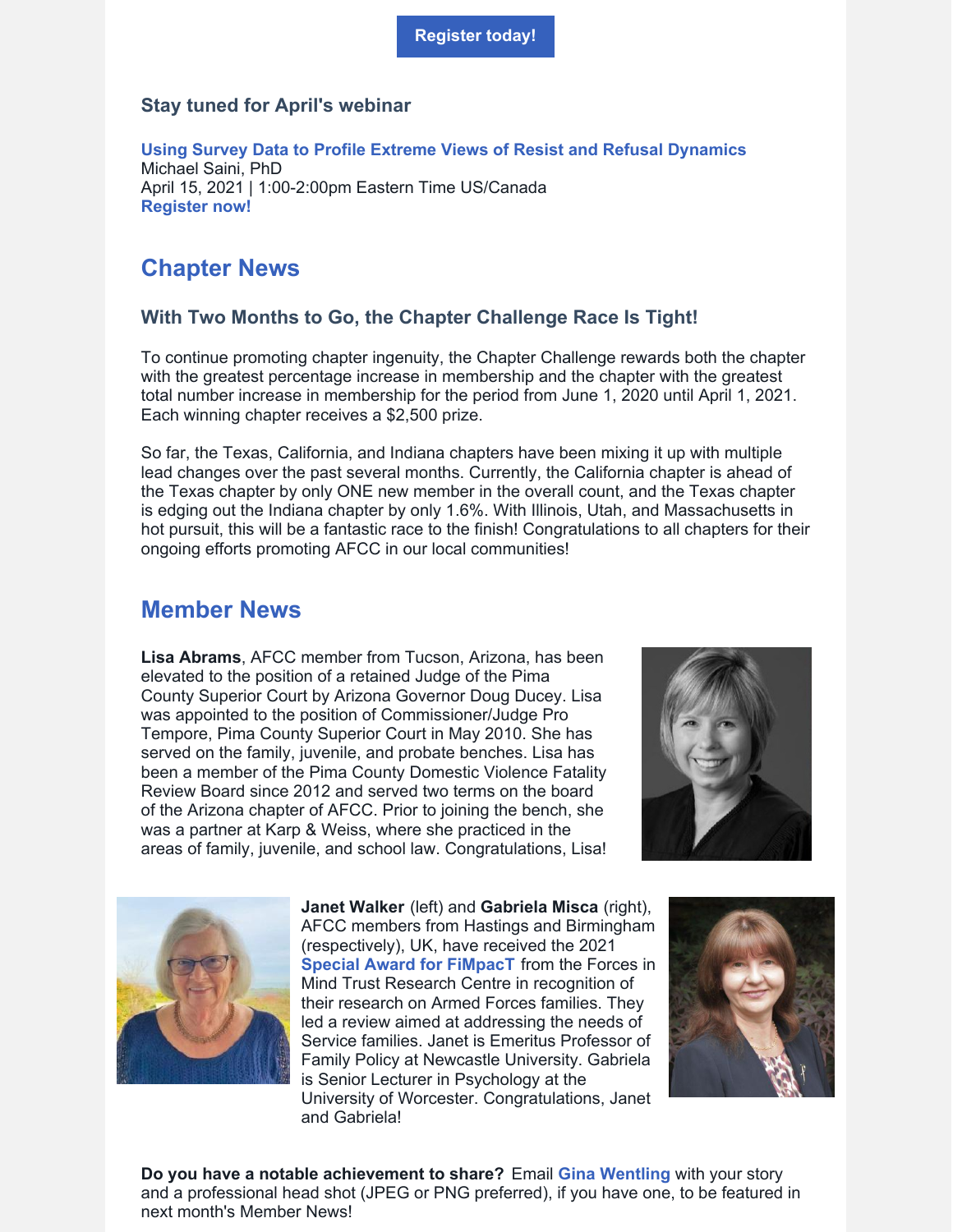**Register today!**

### Stay tuned for April's webinar

**Using Survey Data to Profile Extreme Views of Resist and Refusal Dynamics**
Michael Saini, PhD
April 15, 2021 | 1:00-2:00pm Eastern Time US/Canada
**Register now!**

## Chapter News

### With Two Months to Go, the Chapter Challenge Race Is Tight!

To continue promoting chapter ingenuity, the Chapter Challenge rewards both the chapter with the greatest percentage increase in membership and the chapter with the greatest total number increase in membership for the period from June 1, 2020 until April 1, 2021. Each winning chapter receives a $2,500 prize.

So far, the Texas, California, and Indiana chapters have been mixing it up with multiple lead changes over the past several months. Currently, the California chapter is ahead of the Texas chapter by only ONE new member in the overall count, and the Texas chapter is edging out the Indiana chapter by only 1.6%. With Illinois, Utah, and Massachusetts in hot pursuit, this will be a fantastic race to the finish! Congratulations to all chapters for their ongoing efforts promoting AFCC in our local communities!

## Member News

**Lisa Abrams**, AFCC member from Tucson, Arizona, has been elevated to the position of a retained Judge of the Pima County Superior Court by Arizona Governor Doug Ducey. Lisa was appointed to the position of Commissioner/Judge Pro Tempore, Pima County Superior Court in May 2010. She has served on the family, juvenile, and probate benches. Lisa has been a member of the Pima County Domestic Violence Fatality Review Board since 2012 and served two terms on the board of the Arizona chapter of AFCC. Prior to joining the bench, she was a partner at Karp & Weiss, where she practiced in the areas of family, juvenile, and school law. Congratulations, Lisa!

**Janet Walker** (left) and **Gabriela Misca** (right), AFCC members from Hastings and Birmingham (respectively), UK, have received the 2021 **Special Award for FiMpacT** from the Forces in Mind Trust Research Centre in recognition of their research on Armed Forces families. They led a review aimed at addressing the needs of Service families. Janet is Emeritus Professor of Family Policy at Newcastle University. Gabriela is Senior Lecturer in Psychology at the University of Worcester. Congratulations, Janet and Gabriela!

**Do you have a notable achievement to share?** Email **Gina Wentling** with your story and a professional head shot (JPEG or PNG preferred), if you have one, to be featured in next month's Member News!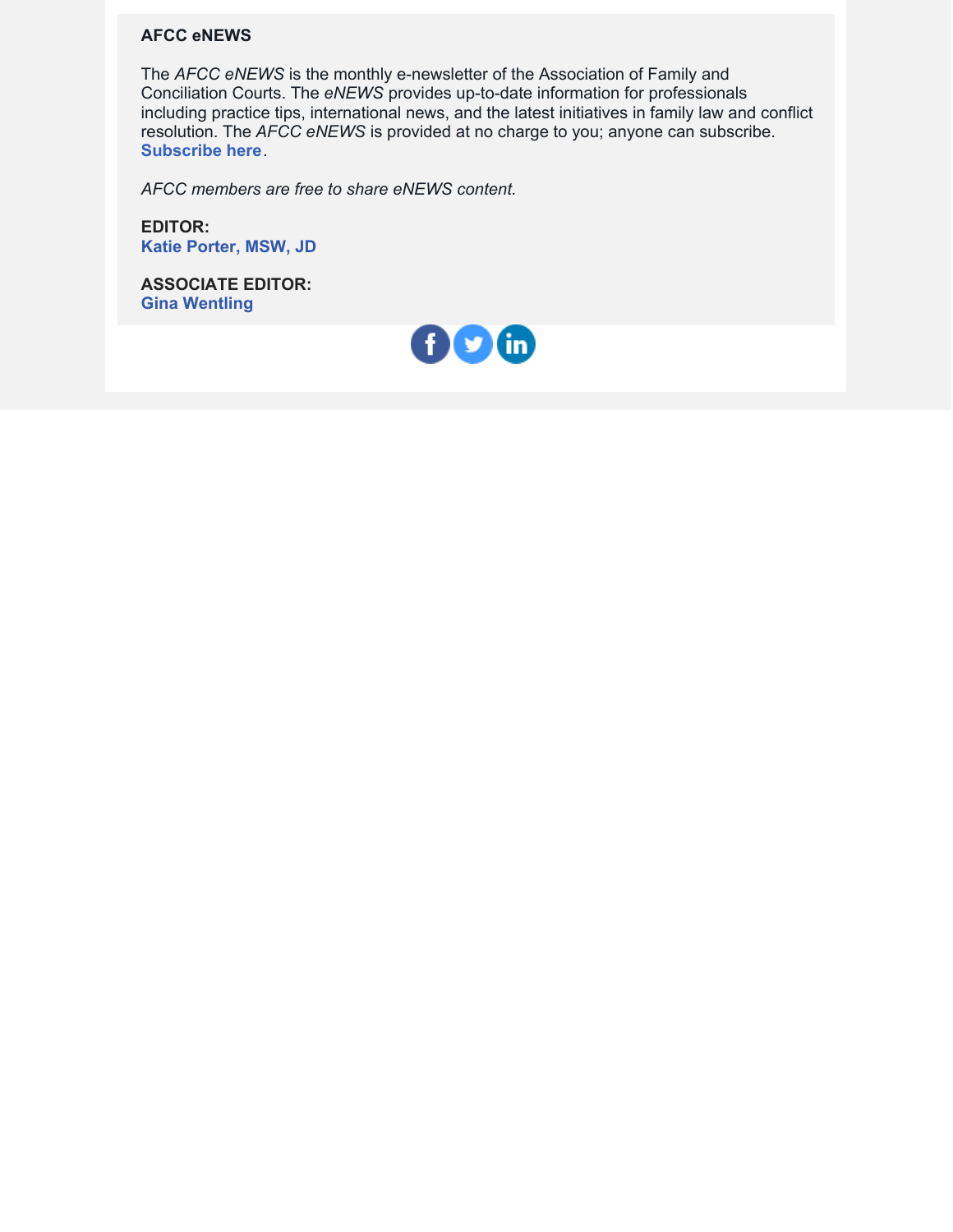**AFCC eNEWS**

The *AFCC eNEWS* is the monthly e-newsletter of the Association of Family and Conciliation Courts. The *eNEWS* provides up-to-date information for professionals including practice tips, international news, and the latest initiatives in family law and conflict resolution. The *AFCC eNEWS* is provided at no charge to you; anyone can subscribe. **Subscribe here**.

*AFCC members are free to share eNEWS content.*

**EDITOR:**
**Katie Porter, MSW, JD**

**ASSOCIATE EDITOR:**
**Gina Wentling**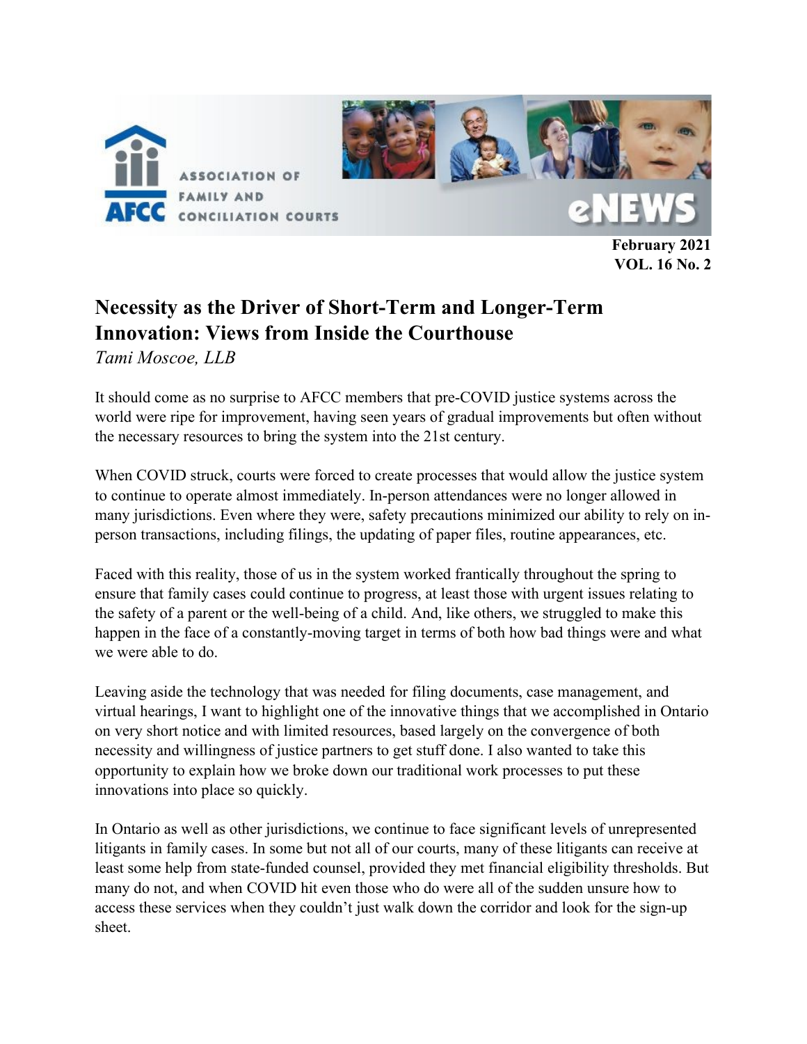February 2021
VOL. 16 No. 2

## Necessity as the Driver of Short-Term and Longer-Term Innovation: Views from Inside the Courthouse

*Tami Moscoe, LLB*

It should come as no surprise to AFCC members that pre-COVID justice systems across the world were ripe for improvement, having seen years of gradual improvements but often without the necessary resources to bring the system into the 21st century.

When COVID struck, courts were forced to create processes that would allow the justice system to continue to operate almost immediately. In-person attendances were no longer allowed in many jurisdictions. Even where they were, safety precautions minimized our ability to rely on in-person transactions, including filings, the updating of paper files, routine appearances, etc.

Faced with this reality, those of us in the system worked frantically throughout the spring to ensure that family cases could continue to progress, at least those with urgent issues relating to the safety of a parent or the well-being of a child. And, like others, we struggled to make this happen in the face of a constantly-moving target in terms of both how bad things were and what we were able to do.

Leaving aside the technology that was needed for filing documents, case management, and virtual hearings, I want to highlight one of the innovative things that we accomplished in Ontario on very short notice and with limited resources, based largely on the convergence of both necessity and willingness of justice partners to get stuff done. I also wanted to take this opportunity to explain how we broke down our traditional work processes to put these innovations into place so quickly.

In Ontario as well as other jurisdictions, we continue to face significant levels of unrepresented litigants in family cases. In some but not all of our courts, many of these litigants can receive at least some help from state-funded counsel, provided they met financial eligibility thresholds. But many do not, and when COVID hit even those who do were all of the sudden unsure how to access these services when they couldn't just walk down the corridor and look for the sign-up sheet.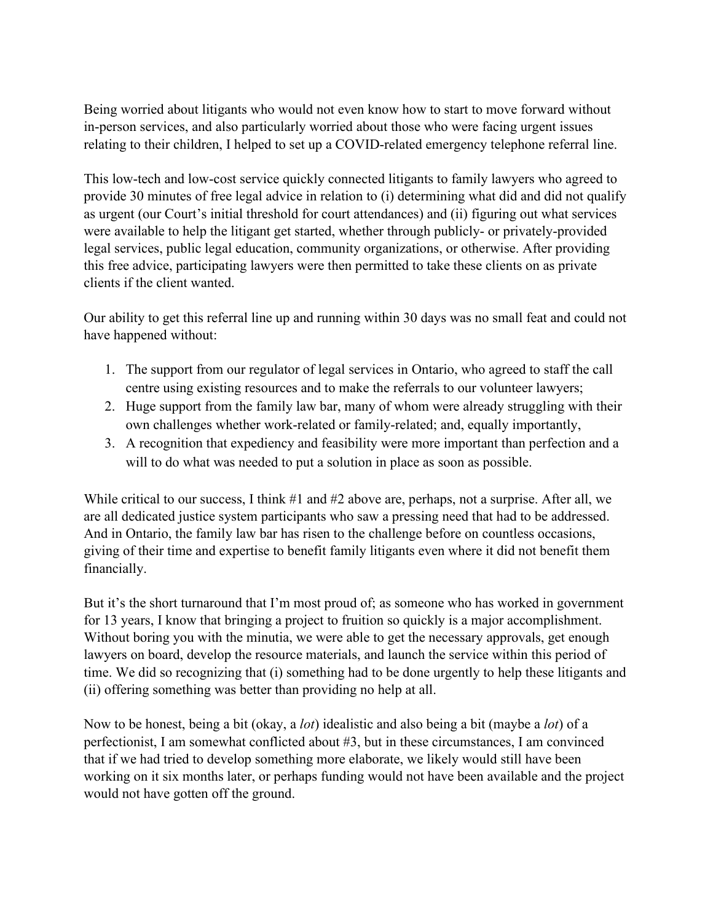Being worried about litigants who would not even know how to start to move forward without in-person services, and also particularly worried about those who were facing urgent issues relating to their children, I helped to set up a COVID-related emergency telephone referral line.

This low-tech and low-cost service quickly connected litigants to family lawyers who agreed to provide 30 minutes of free legal advice in relation to (i) determining what did and did not qualify as urgent (our Court's initial threshold for court attendances) and (ii) figuring out what services were available to help the litigant get started, whether through publicly- or privately-provided legal services, public legal education, community organizations, or otherwise. After providing this free advice, participating lawyers were then permitted to take these clients on as private clients if the client wanted.

Our ability to get this referral line up and running within 30 days was no small feat and could not have happened without:

1. The support from our regulator of legal services in Ontario, who agreed to staff the call centre using existing resources and to make the referrals to our volunteer lawyers;
2. Huge support from the family law bar, many of whom were already struggling with their own challenges whether work-related or family-related; and, equally importantly,
3. A recognition that expediency and feasibility were more important than perfection and a will to do what was needed to put a solution in place as soon as possible.

While critical to our success, I think #1 and #2 above are, perhaps, not a surprise. After all, we are all dedicated justice system participants who saw a pressing need that had to be addressed. And in Ontario, the family law bar has risen to the challenge before on countless occasions, giving of their time and expertise to benefit family litigants even where it did not benefit them financially.

But it's the short turnaround that I'm most proud of; as someone who has worked in government for 13 years, I know that bringing a project to fruition so quickly is a major accomplishment. Without boring you with the minutia, we were able to get the necessary approvals, get enough lawyers on board, develop the resource materials, and launch the service within this period of time. We did so recognizing that (i) something had to be done urgently to help these litigants and (ii) offering something was better than providing no help at all.

Now to be honest, being a bit (okay, a *lot*) idealistic and also being a bit (maybe a *lot*) of a perfectionist, I am somewhat conflicted about #3, but in these circumstances, I am convinced that if we had tried to develop something more elaborate, we likely would still have been working on it six months later, or perhaps funding would not have been available and the project would not have gotten off the ground.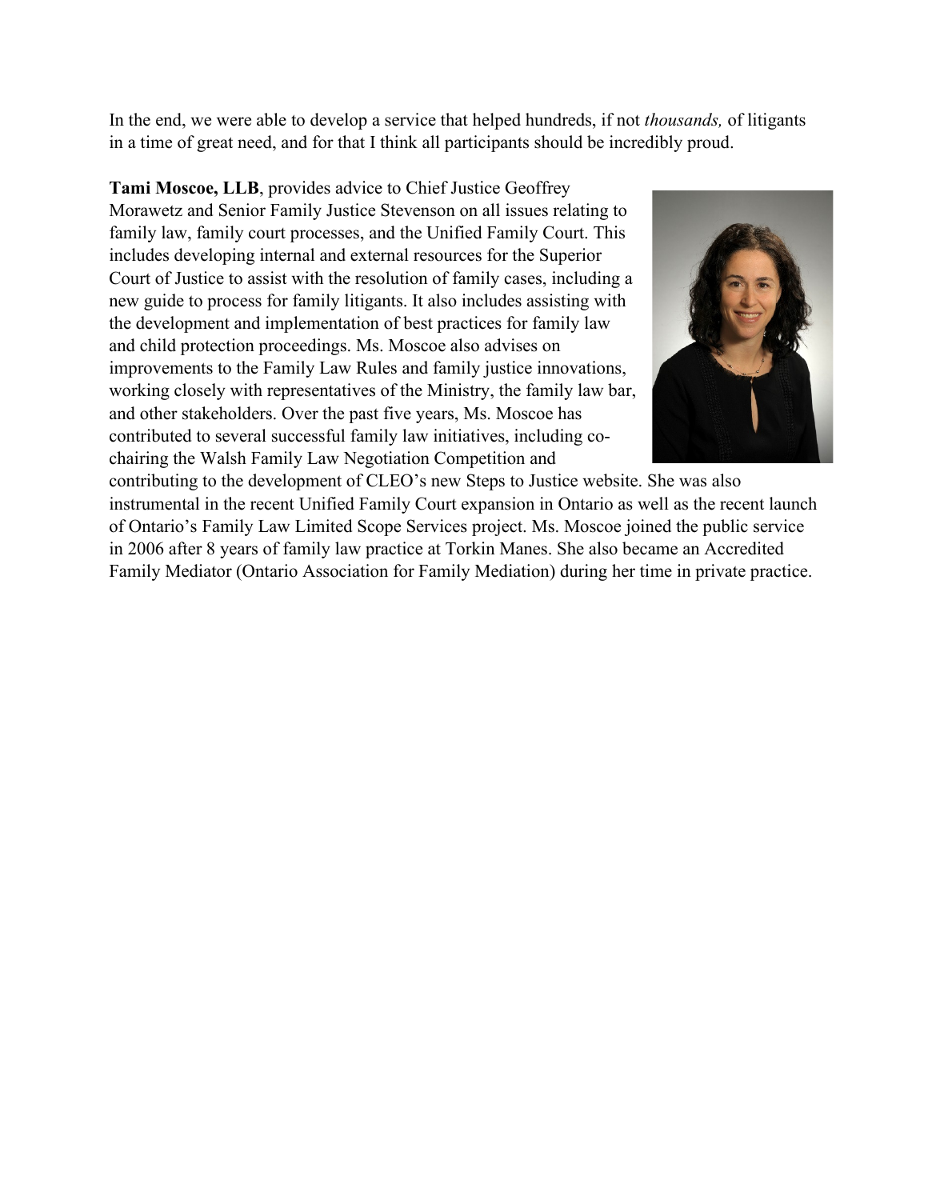In the end, we were able to develop a service that helped hundreds, if not *thousands,* of litigants in a time of great need, and for that I think all participants should be incredibly proud.

**Tami Moscoe, LLB**, provides advice to Chief Justice Geoffrey Morawetz and Senior Family Justice Stevenson on all issues relating to family law, family court processes, and the Unified Family Court. This includes developing internal and external resources for the Superior Court of Justice to assist with the resolution of family cases, including a new guide to process for family litigants. It also includes assisting with the development and implementation of best practices for family law and child protection proceedings. Ms. Moscoe also advises on improvements to the Family Law Rules and family justice innovations, working closely with representatives of the Ministry, the family law bar, and other stakeholders. Over the past five years, Ms. Moscoe has contributed to several successful family law initiatives, including co-chairing the Walsh Family Law Negotiation Competition and contributing to the development of CLEO's new Steps to Justice website. She was also instrumental in the recent Unified Family Court expansion in Ontario as well as the recent launch of Ontario's Family Law Limited Scope Services project. Ms. Moscoe joined the public service in 2006 after 8 years of family law practice at Torkin Manes. She also became an Accredited Family Mediator (Ontario Association for Family Mediation) during her time in private practice.